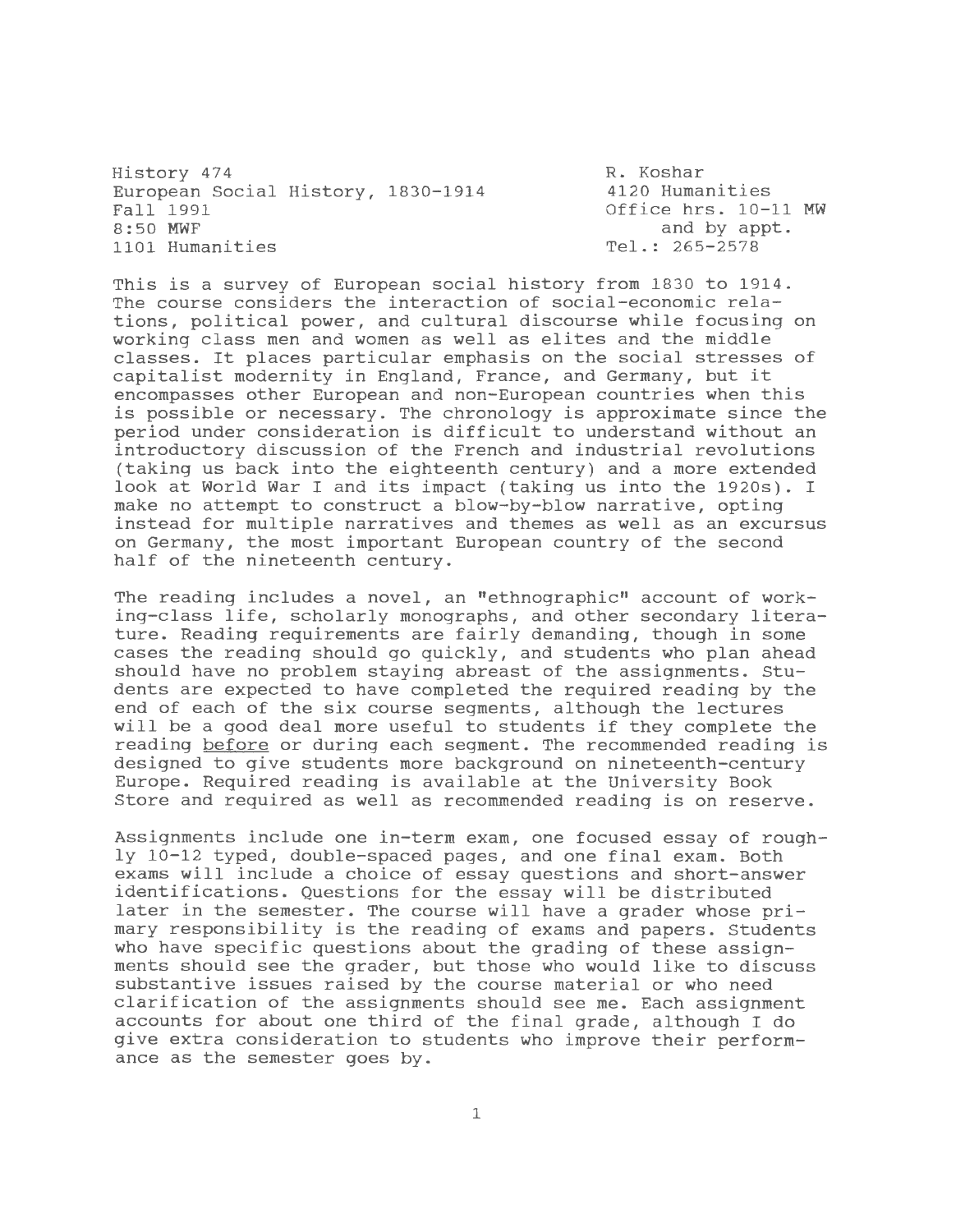History 474
European Social History, 1830-1914
Fall 1991
8:50 MWF
1101 Humanities

R. Koshar
4120 Humanities
Office hrs. 10-11 MW and by appt.
Tel.: 265-2578

This is a survey of European social history from 1830 to 1914. The course considers the interaction of social-economic relations, political power, and cultural discourse while focusing on working class men and women as well as elites and the middle classes. It places particular emphasis on the social stresses of capitalist modernity in England, France, and Germany, but it encompasses other European and non-European countries when this is possible or necessary. The chronology is approximate since the period under consideration is difficult to understand without an introductory discussion of the French and industrial revolutions (taking us back into the eighteenth century) and a more extended look at World War I and its impact (taking us into the 1920s). I make no attempt to construct a blow-by-blow narrative, opting instead for multiple narratives and themes as well as an excursus on Germany, the most important European country of the second half of the nineteenth century.

The reading includes a novel, an "ethnographic" account of working-class life, scholarly monographs, and other secondary literature. Reading requirements are fairly demanding, though in some cases the reading should go quickly, and students who plan ahead should have no problem staying abreast of the assignments. Students are expected to have completed the required reading by the end of each of the six course segments, although the lectures will be a good deal more useful to students if they complete the reading <u>before</u> or during each segment. The recommended reading is designed to give students more background on nineteenth-century Europe. Required reading is available at the University Book Store and required as well as recommended reading is on reserve.

Assignments include one in-term exam, one focused essay of roughly 10-12 typed, double-spaced pages, and one final exam. Both exams will include a choice of essay questions and short-answer identifications. Questions for the essay will be distributed later in the semester. The course will have a grader whose primary responsibility is the reading of exams and papers. Students who have specific questions about the grading of these assignments should see the grader, but those who would like to discuss substantive issues raised by the course material or who need clarification of the assignments should see me. Each assignment accounts for about one third of the final grade, although I do give extra consideration to students who improve their performance as the semester goes by.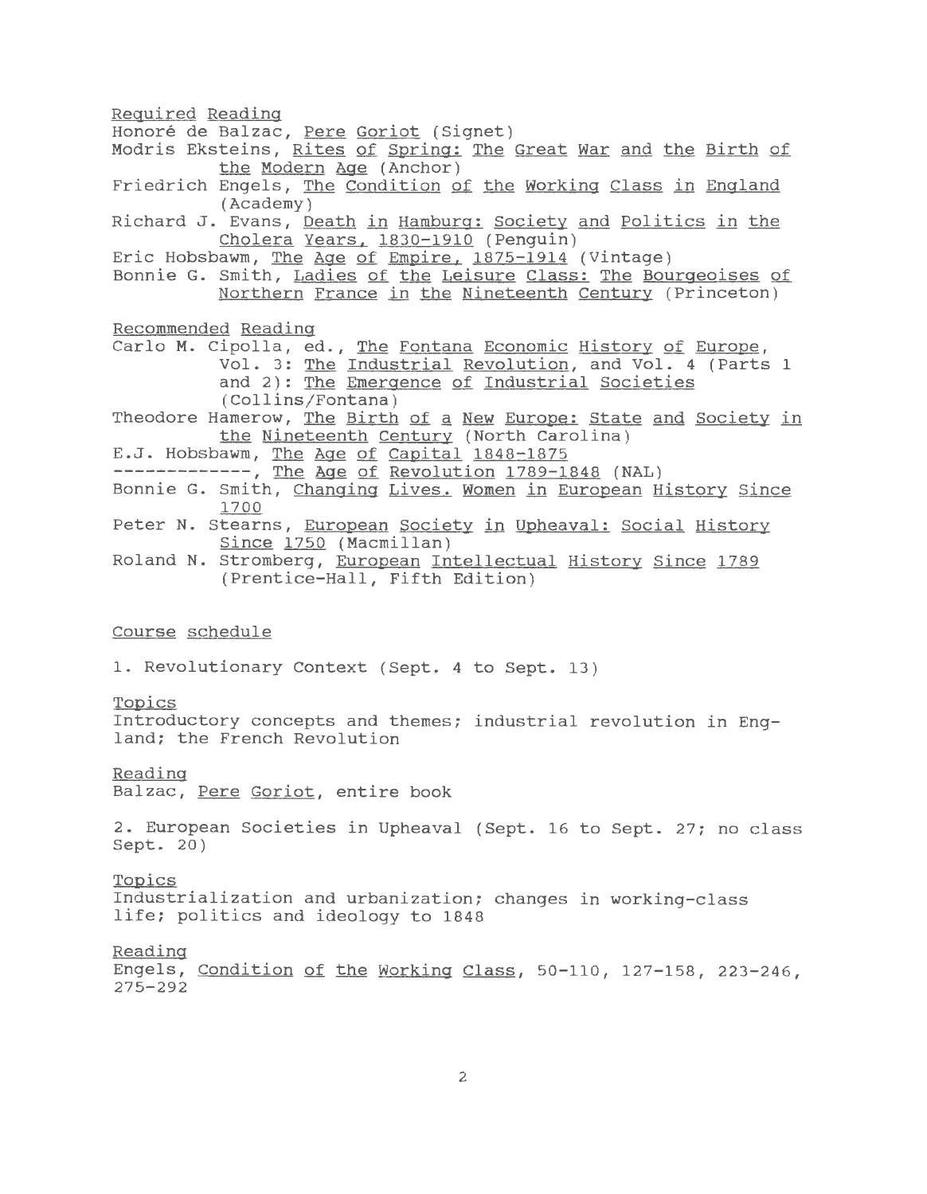## Required Reading

Honoré de Balzac, *Pere Goriot* (Signet)

Modris Eksteins, *Rites of Spring: The Great War and the Birth of the Modern Age* (Anchor)

Friedrich Engels, *The Condition of the Working Class in England* (Academy)

Richard J. Evans, *Death in Hamburg: Society and Politics in the Cholera Years, 1830-1910* (Penguin)

Eric Hobsbawm, *The Age of Empire, 1875-1914* (Vintage)

Bonnie G. Smith, *Ladies of the Leisure Class: The Bourgeoises of Northern France in the Nineteenth Century* (Princeton)

## Recommended Reading

Carlo M. Cipolla, ed., *The Fontana Economic History of Europe*, Vol. 3: *The Industrial Revolution*, and Vol. 4 (Parts 1 and 2): *The Emergence of Industrial Societies* (Collins/Fontana)

Theodore Hamerow, *The Birth of a New Europe: State and Society in the Nineteenth Century* (North Carolina)

E.J. Hobsbawm, *The Age of Capital 1848-1875*

-------------, *The Age of Revolution 1789-1848* (NAL)

Bonnie G. Smith, *Changing Lives. Women in European History Since 1700*

Peter N. Stearns, *European Society in Upheaval: Social History Since 1750* (Macmillan)

Roland N. Stromberg, *European Intellectual History Since 1789* (Prentice-Hall, Fifth Edition)

## Course schedule

1. Revolutionary Context (Sept. 4 to Sept. 13)

### Topics

Introductory concepts and themes; industrial revolution in England; the French Revolution

### Reading

Balzac, *Pere Goriot*, entire book

2. European Societies in Upheaval (Sept. 16 to Sept. 27; no class Sept. 20)

### Topics

Industrialization and urbanization; changes in working-class life; politics and ideology to 1848

### Reading

Engels, *Condition of the Working Class*, 50-110, 127-158, 223-246, 275-292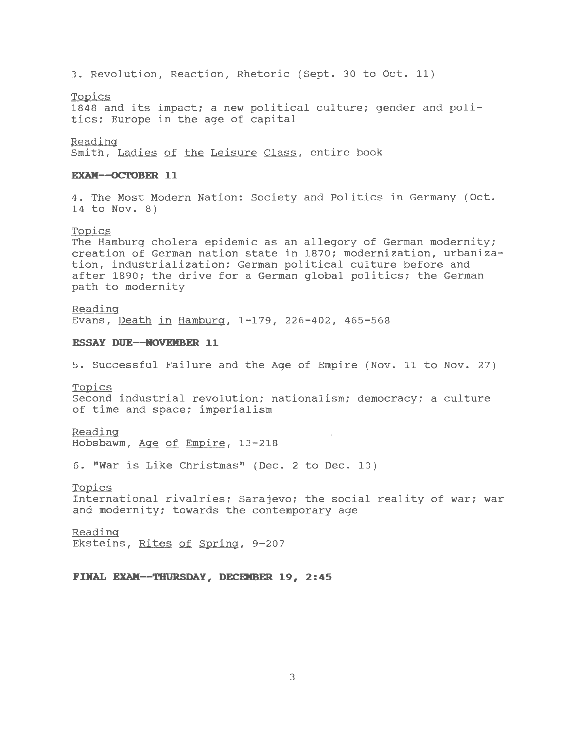3. Revolution, Reaction, Rhetoric (Sept. 30 to Oct. 11)

Topics
1848 and its impact; a new political culture; gender and politics; Europe in the age of capital

Reading
Smith, Ladies of the Leisure Class, entire book

**EXAM--OCTOBER 11**

4. The Most Modern Nation: Society and Politics in Germany (Oct. 14 to Nov. 8)

Topics
The Hamburg cholera epidemic as an allegory of German modernity; creation of German nation state in 1870; modernization, urbanization, industrialization; German political culture before and after 1890; the drive for a German global politics; the German path to modernity

Reading
Evans, Death in Hamburg, 1-179, 226-402, 465-568

**ESSAY DUE--NOVEMBER 11**

5. Successful Failure and the Age of Empire (Nov. 11 to Nov. 27)

Topics
Second industrial revolution; nationalism; democracy; a culture of time and space; imperialism

Reading
Hobsbawm, Age of Empire, 13-218

6. "War is Like Christmas" (Dec. 2 to Dec. 13)

Topics
International rivalries; Sarajevo; the social reality of war; war and modernity; towards the contemporary age

Reading
Eksteins, Rites of Spring, 9-207

**FINAL EXAM--THURSDAY, DECEMBER 19, 2:45**